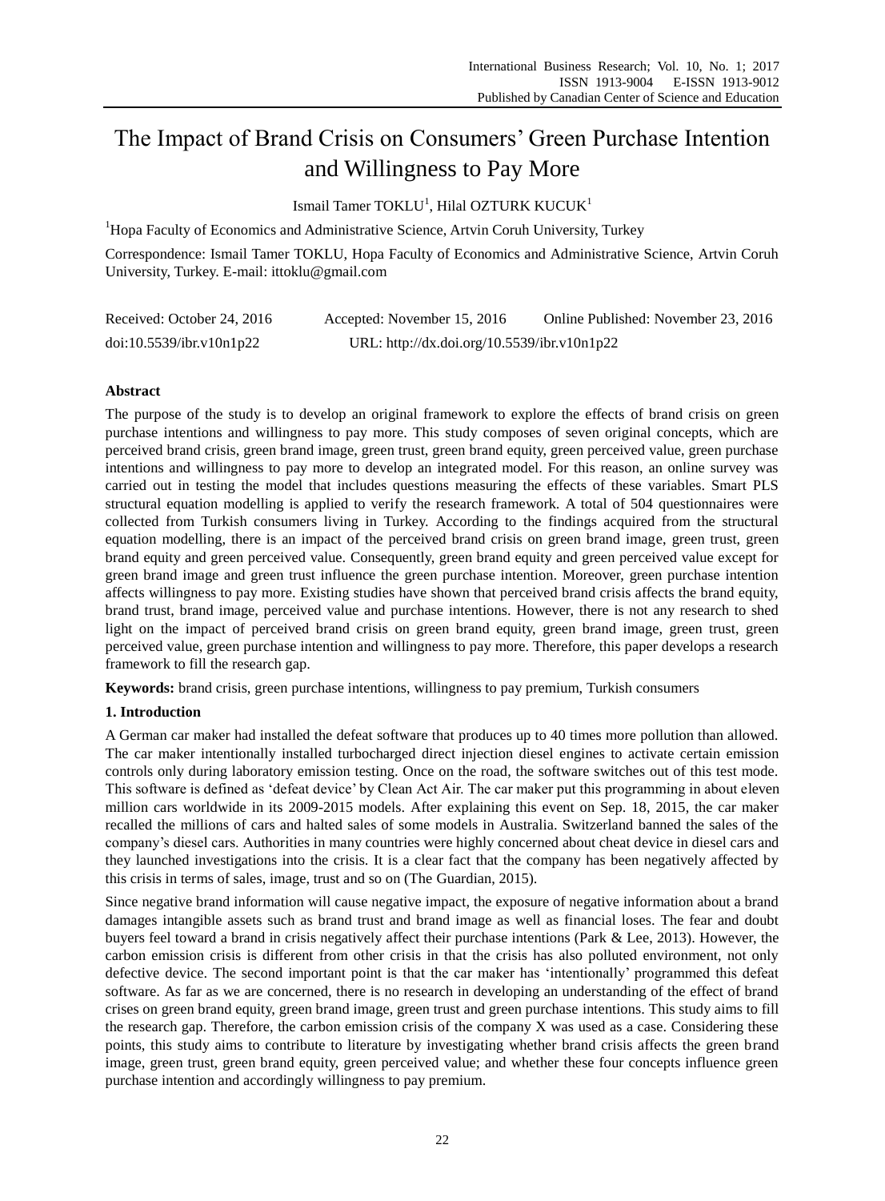# The Impact of Brand Crisis on Consumers' Green Purchase Intention and Willingness to Pay More

Ismail Tamer TOKLU[1], Hilal OZTURK KUCUK[1]

[1]Hopa Faculty of Economics and Administrative Science, Artvin Coruh University, Turkey

Correspondence: Ismail Tamer TOKLU, Hopa Faculty of Economics and Administrative Science, Artvin Coruh University, Turkey. E-mail: ittoklu@gmail.com

Received: October 24, 2016 Accepted: November 15, 2016 Online Published: November 23, 2016

doi:10.5539/ibr.v10n1p22 URL: http://dx.doi.org/10.5539/ibr.v10n1p22

**Abstract**

The purpose of the study is to develop an original framework to explore the effects of brand crisis on green purchase intentions and willingness to pay more. This study composes of seven original concepts, which are perceived brand crisis, green brand image, green trust, green brand equity, green perceived value, green purchase intentions and willingness to pay more to develop an integrated model. For this reason, an online survey was carried out in testing the model that includes questions measuring the effects of these variables. Smart PLS structural equation modelling is applied to verify the research framework. A total of 504 questionnaires were collected from Turkish consumers living in Turkey. According to the findings acquired from the structural equation modelling, there is an impact of the perceived brand crisis on green brand image, green trust, green brand equity and green perceived value. Consequently, green brand equity and green perceived value except for green brand image and green trust influence the green purchase intention. Moreover, green purchase intention affects willingness to pay more. Existing studies have shown that perceived brand crisis affects the brand equity, brand trust, brand image, perceived value and purchase intentions. However, there is not any research to shed light on the impact of perceived brand crisis on green brand equity, green brand image, green trust, green perceived value, green purchase intention and willingness to pay more. Therefore, this paper develops a research framework to fill the research gap.

**Keywords:** brand crisis, green purchase intentions, willingness to pay premium, Turkish consumers

## 1. Introduction

A German car maker had installed the defeat software that produces up to 40 times more pollution than allowed. The car maker intentionally installed turbocharged direct injection diesel engines to activate certain emission controls only during laboratory emission testing. Once on the road, the software switches out of this test mode. This software is defined as 'defeat device' by Clean Act Air. The car maker put this programming in about eleven million cars worldwide in its 2009-2015 models. After explaining this event on Sep. 18, 2015, the car maker recalled the millions of cars and halted sales of some models in Australia. Switzerland banned the sales of the company's diesel cars. Authorities in many countries were highly concerned about cheat device in diesel cars and they launched investigations into the crisis. It is a clear fact that the company has been negatively affected by this crisis in terms of sales, image, trust and so on (The Guardian, 2015).

Since negative brand information will cause negative impact, the exposure of negative information about a brand damages intangible assets such as brand trust and brand image as well as financial loses. The fear and doubt buyers feel toward a brand in crisis negatively affect their purchase intentions (Park & Lee, 2013). However, the carbon emission crisis is different from other crisis in that the crisis has also polluted environment, not only defective device. The second important point is that the car maker has 'intentionally' programmed this defeat software. As far as we are concerned, there is no research in developing an understanding of the effect of brand crises on green brand equity, green brand image, green trust and green purchase intentions. This study aims to fill the research gap. Therefore, the carbon emission crisis of the company X was used as a case. Considering these points, this study aims to contribute to literature by investigating whether brand crisis affects the green brand image, green trust, green brand equity, green perceived value; and whether these four concepts influence green purchase intention and accordingly willingness to pay premium.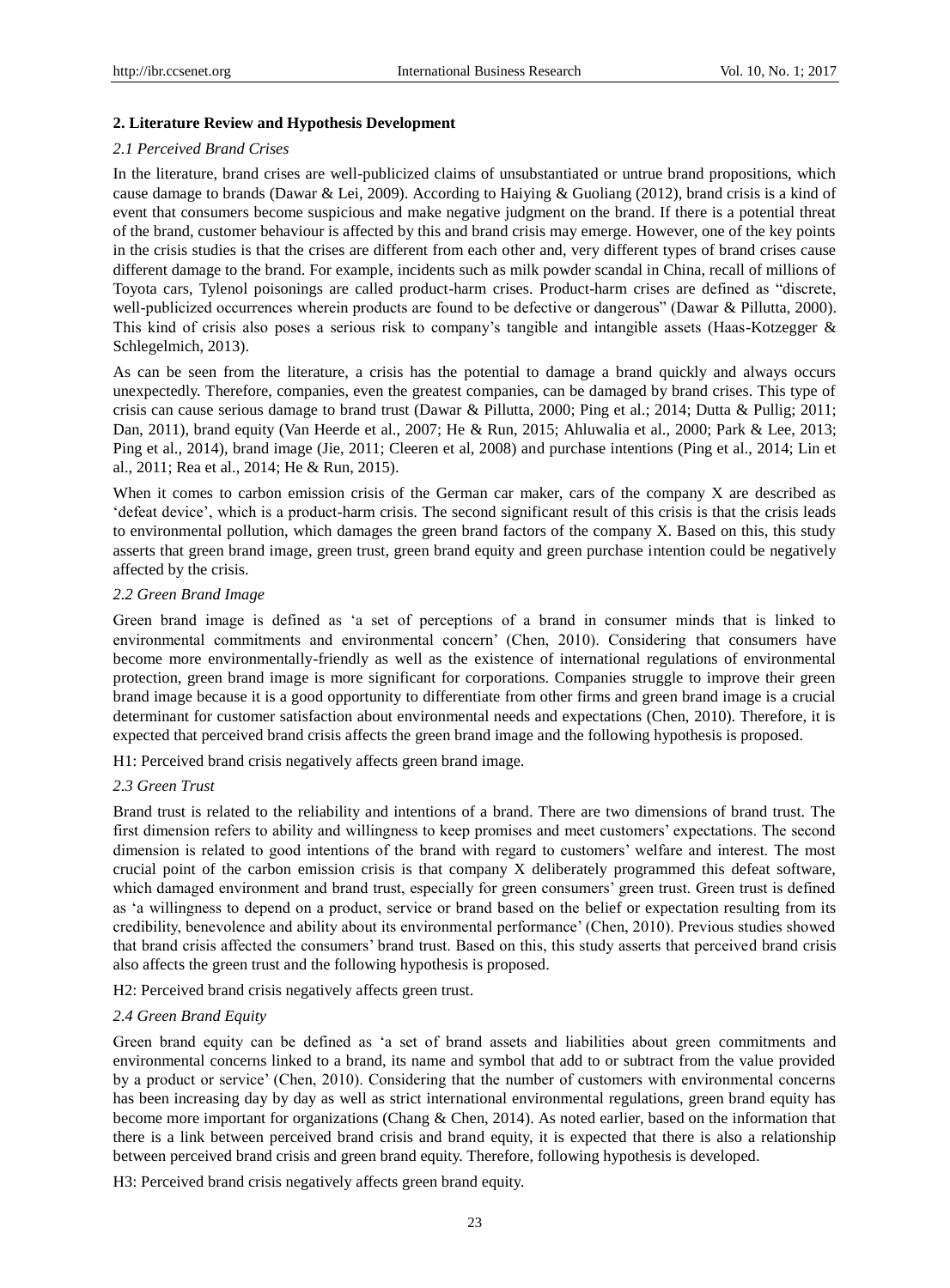## 2. Literature Review and Hypothesis Development

### *2.1 Perceived Brand Crises*

In the literature, brand crises are well-publicized claims of unsubstantiated or untrue brand propositions, which cause damage to brands (Dawar & Lei, 2009). According to Haiying & Guoliang (2012), brand crisis is a kind of event that consumers become suspicious and make negative judgment on the brand. If there is a potential threat of the brand, customer behaviour is affected by this and brand crisis may emerge. However, one of the key points in the crisis studies is that the crises are different from each other and, very different types of brand crises cause different damage to the brand. For example, incidents such as milk powder scandal in China, recall of millions of Toyota cars, Tylenol poisonings are called product-harm crises. Product-harm crises are defined as "discrete, well-publicized occurrences wherein products are found to be defective or dangerous" (Dawar & Pillutta, 2000). This kind of crisis also poses a serious risk to company's tangible and intangible assets (Haas-Kotzegger & Schlegelmich, 2013).

As can be seen from the literature, a crisis has the potential to damage a brand quickly and always occurs unexpectedly. Therefore, companies, even the greatest companies, can be damaged by brand crises. This type of crisis can cause serious damage to brand trust (Dawar & Pillutta, 2000; Ping et al.; 2014; Dutta & Pullig; 2011; Dan, 2011), brand equity (Van Heerde et al., 2007; He & Run, 2015; Ahluwalia et al., 2000; Park & Lee, 2013; Ping et al., 2014), brand image (Jie, 2011; Cleeren et al, 2008) and purchase intentions (Ping et al., 2014; Lin et al., 2011; Rea et al., 2014; He & Run, 2015).

When it comes to carbon emission crisis of the German car maker, cars of the company X are described as 'defeat device', which is a product-harm crisis. The second significant result of this crisis is that the crisis leads to environmental pollution, which damages the green brand factors of the company X. Based on this, this study asserts that green brand image, green trust, green brand equity and green purchase intention could be negatively affected by the crisis.

### *2.2 Green Brand Image*

Green brand image is defined as 'a set of perceptions of a brand in consumer minds that is linked to environmental commitments and environmental concern' (Chen, 2010). Considering that consumers have become more environmentally-friendly as well as the existence of international regulations of environmental protection, green brand image is more significant for corporations. Companies struggle to improve their green brand image because it is a good opportunity to differentiate from other firms and green brand image is a crucial determinant for customer satisfaction about environmental needs and expectations (Chen, 2010). Therefore, it is expected that perceived brand crisis affects the green brand image and the following hypothesis is proposed.

H1: Perceived brand crisis negatively affects green brand image.

### *2.3 Green Trust*

Brand trust is related to the reliability and intentions of a brand. There are two dimensions of brand trust. The first dimension refers to ability and willingness to keep promises and meet customers' expectations. The second dimension is related to good intentions of the brand with regard to customers' welfare and interest. The most crucial point of the carbon emission crisis is that company X deliberately programmed this defeat software, which damaged environment and brand trust, especially for green consumers' green trust. Green trust is defined as 'a willingness to depend on a product, service or brand based on the belief or expectation resulting from its credibility, benevolence and ability about its environmental performance' (Chen, 2010). Previous studies showed that brand crisis affected the consumers' brand trust. Based on this, this study asserts that perceived brand crisis also affects the green trust and the following hypothesis is proposed.

H2: Perceived brand crisis negatively affects green trust.

### *2.4 Green Brand Equity*

Green brand equity can be defined as 'a set of brand assets and liabilities about green commitments and environmental concerns linked to a brand, its name and symbol that add to or subtract from the value provided by a product or service' (Chen, 2010). Considering that the number of customers with environmental concerns has been increasing day by day as well as strict international environmental regulations, green brand equity has become more important for organizations (Chang & Chen, 2014). As noted earlier, based on the information that there is a link between perceived brand crisis and brand equity, it is expected that there is also a relationship between perceived brand crisis and green brand equity. Therefore, following hypothesis is developed.

H3: Perceived brand crisis negatively affects green brand equity.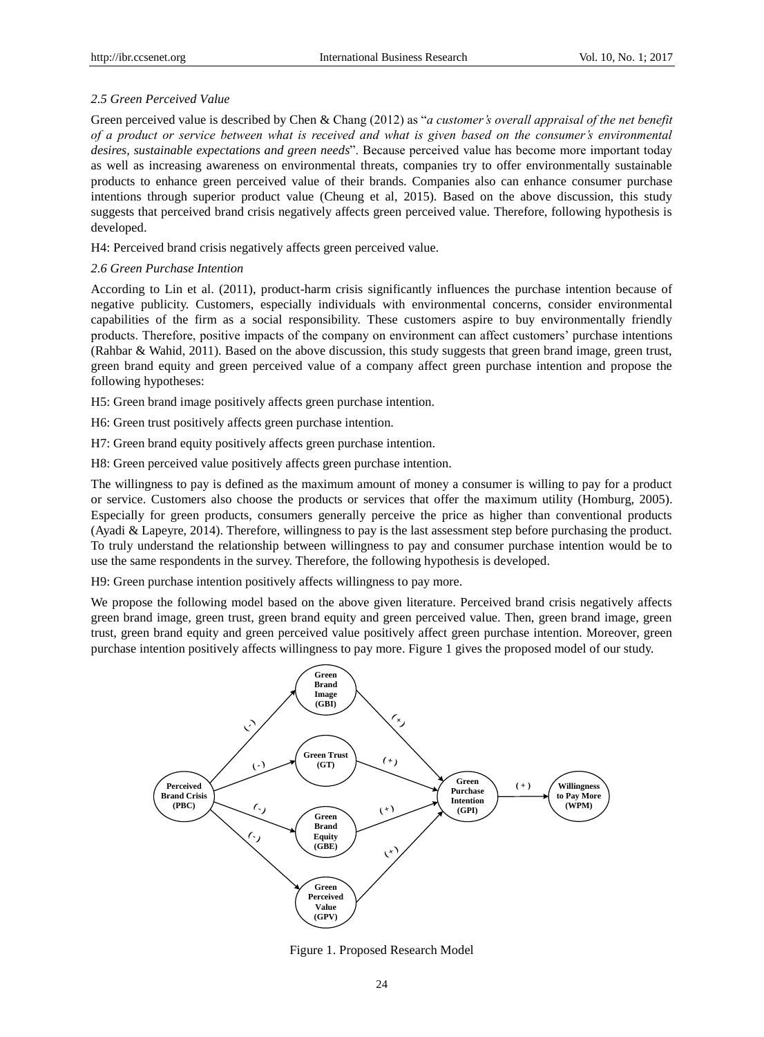### 2.5 Green Perceived Value

Green perceived value is described by Chen & Chang (2012) as "*a customer's overall appraisal of the net benefit of a product or service between what is received and what is given based on the consumer's environmental desires, sustainable expectations and green needs*". Because perceived value has become more important today as well as increasing awareness on environmental threats, companies try to offer environmentally sustainable products to enhance green perceived value of their brands. Companies also can enhance consumer purchase intentions through superior product value (Cheung et al, 2015). Based on the above discussion, this study suggests that perceived brand crisis negatively affects green perceived value. Therefore, following hypothesis is developed.

H4: Perceived brand crisis negatively affects green perceived value.

### 2.6 Green Purchase Intention

According to Lin et al. (2011), product-harm crisis significantly influences the purchase intention because of negative publicity. Customers, especially individuals with environmental concerns, consider environmental capabilities of the firm as a social responsibility. These customers aspire to buy environmentally friendly products. Therefore, positive impacts of the company on environment can affect customers' purchase intentions (Rahbar & Wahid, 2011). Based on the above discussion, this study suggests that green brand image, green trust, green brand equity and green perceived value of a company affect green purchase intention and propose the following hypotheses:

H5: Green brand image positively affects green purchase intention.

H6: Green trust positively affects green purchase intention.

H7: Green brand equity positively affects green purchase intention.

H8: Green perceived value positively affects green purchase intention.

The willingness to pay is defined as the maximum amount of money a consumer is willing to pay for a product or service. Customers also choose the products or services that offer the maximum utility (Homburg, 2005). Especially for green products, consumers generally perceive the price as higher than conventional products (Ayadi & Lapeyre, 2014). Therefore, willingness to pay is the last assessment step before purchasing the product. To truly understand the relationship between willingness to pay and consumer purchase intention would be to use the same respondents in the survey. Therefore, the following hypothesis is developed.

H9: Green purchase intention positively affects willingness to pay more.

We propose the following model based on the above given literature. Perceived brand crisis negatively affects green brand image, green trust, green brand equity and green perceived value. Then, green brand image, green trust, green brand equity and green perceived value positively affect green purchase intention. Moreover, green purchase intention positively affects willingness to pay more. Figure 1 gives the proposed model of our study.

Figure 1. Proposed Research Model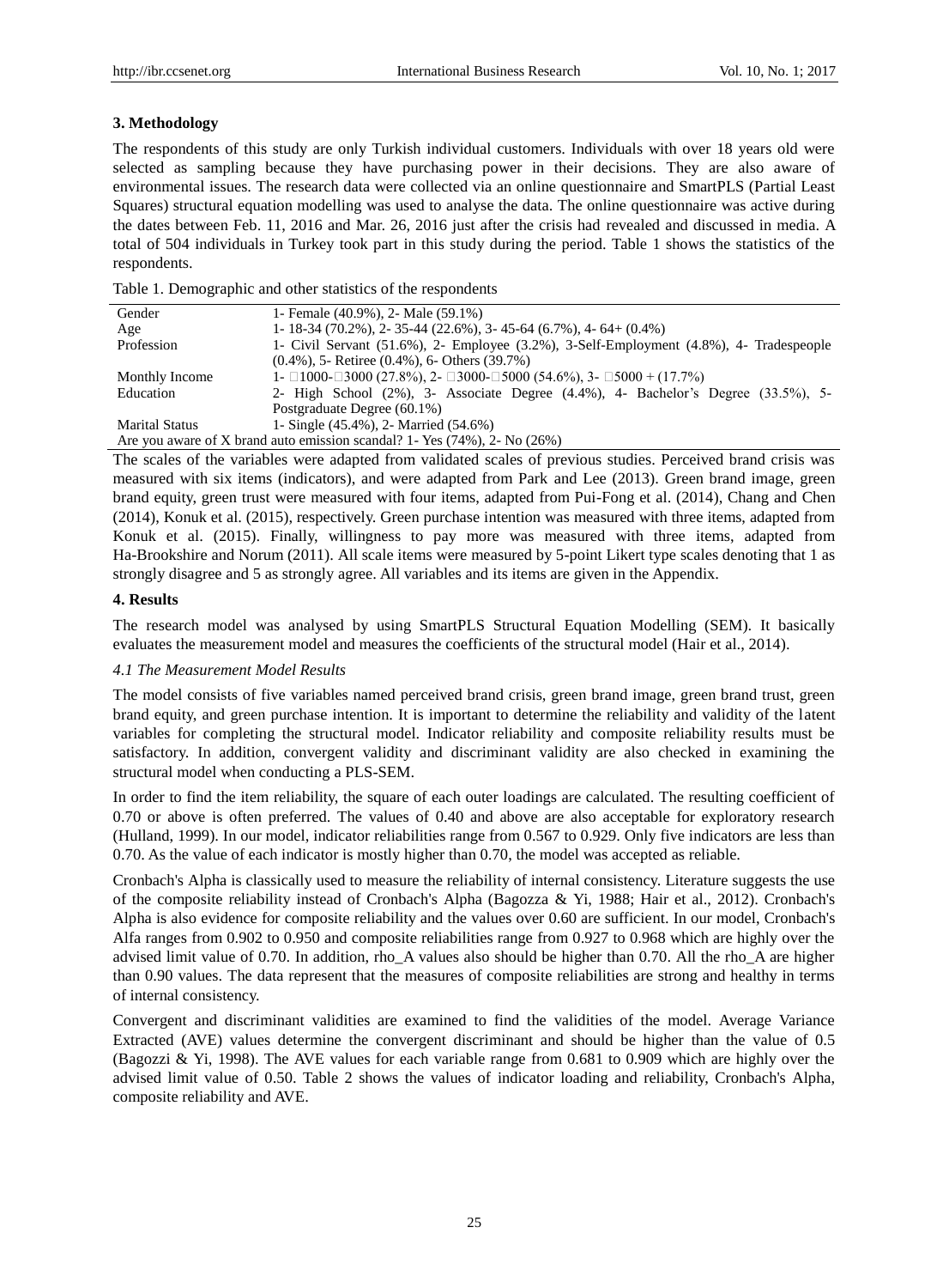### 3. Methodology

The respondents of this study are only Turkish individual customers. Individuals with over 18 years old were selected as sampling because they have purchasing power in their decisions. They are also aware of environmental issues. The research data were collected via an online questionnaire and SmartPLS (Partial Least Squares) structural equation modelling was used to analyse the data. The online questionnaire was active during the dates between Feb. 11, 2016 and Mar. 26, 2016 just after the crisis had revealed and discussed in media. A total of 504 individuals in Turkey took part in this study during the period. Table 1 shows the statistics of the respondents.

Table 1. Demographic and other statistics of the respondents

| | |
|---|---|
| Gender | 1- Female (40.9%), 2- Male (59.1%) |
| Age | 1- 18-34 (70.2%), 2- 35-44 (22.6%), 3- 45-64 (6.7%), 4- 64+ (0.4%) |
| Profession | 1- Civil Servant (51.6%), 2- Employee (3.2%), 3-Self-Employment (4.8%), 4- Tradespeople (0.4%), 5- Retiree (0.4%), 6- Others (39.7%) |
| Monthly Income | 1- □1000-□3000 (27.8%), 2- □3000-□5000 (54.6%), 3- □5000 + (17.7%) |
| Education | 2- High School (2%), 3- Associate Degree (4.4%), 4- Bachelor's Degree (33.5%), 5- Postgraduate Degree (60.1%) |
| Marital Status | 1- Single (45.4%), 2- Married (54.6%) |
| Are you aware of X brand auto emission scandal? 1- Yes (74%), 2- No (26%) | |

The scales of the variables were adapted from validated scales of previous studies. Perceived brand crisis was measured with six items (indicators), and were adapted from Park and Lee (2013). Green brand image, green brand equity, green trust were measured with four items, adapted from Pui-Fong et al. (2014), Chang and Chen (2014), Konuk et al. (2015), respectively. Green purchase intention was measured with three items, adapted from Konuk et al. (2015). Finally, willingness to pay more was measured with three items, adapted from Ha-Brookshire and Norum (2011). All scale items were measured by 5-point Likert type scales denoting that 1 as strongly disagree and 5 as strongly agree. All variables and its items are given in the Appendix.

### 4. Results

The research model was analysed by using SmartPLS Structural Equation Modelling (SEM). It basically evaluates the measurement model and measures the coefficients of the structural model (Hair et al., 2014).

#### *4.1 The Measurement Model Results*

The model consists of five variables named perceived brand crisis, green brand image, green brand trust, green brand equity, and green purchase intention. It is important to determine the reliability and validity of the latent variables for completing the structural model. Indicator reliability and composite reliability results must be satisfactory. In addition, convergent validity and discriminant validity are also checked in examining the structural model when conducting a PLS-SEM.

In order to find the item reliability, the square of each outer loadings are calculated. The resulting coefficient of 0.70 or above is often preferred. The values of 0.40 and above are also acceptable for exploratory research (Hulland, 1999). In our model, indicator reliabilities range from 0.567 to 0.929. Only five indicators are less than 0.70. As the value of each indicator is mostly higher than 0.70, the model was accepted as reliable.

Cronbach's Alpha is classically used to measure the reliability of internal consistency. Literature suggests the use of the composite reliability instead of Cronbach's Alpha (Bagozza & Yi, 1988; Hair et al., 2012). Cronbach's Alpha is also evidence for composite reliability and the values over 0.60 are sufficient. In our model, Cronbach's Alfa ranges from 0.902 to 0.950 and composite reliabilities range from 0.927 to 0.968 which are highly over the advised limit value of 0.70. In addition, rho_A values also should be higher than 0.70. All the rho_A are higher than 0.90 values. The data represent that the measures of composite reliabilities are strong and healthy in terms of internal consistency.

Convergent and discriminant validities are examined to find the validities of the model. Average Variance Extracted (AVE) values determine the convergent discriminant and should be higher than the value of 0.5 (Bagozzi & Yi, 1998). The AVE values for each variable range from 0.681 to 0.909 which are highly over the advised limit value of 0.50. Table 2 shows the values of indicator loading and reliability, Cronbach's Alpha, composite reliability and AVE.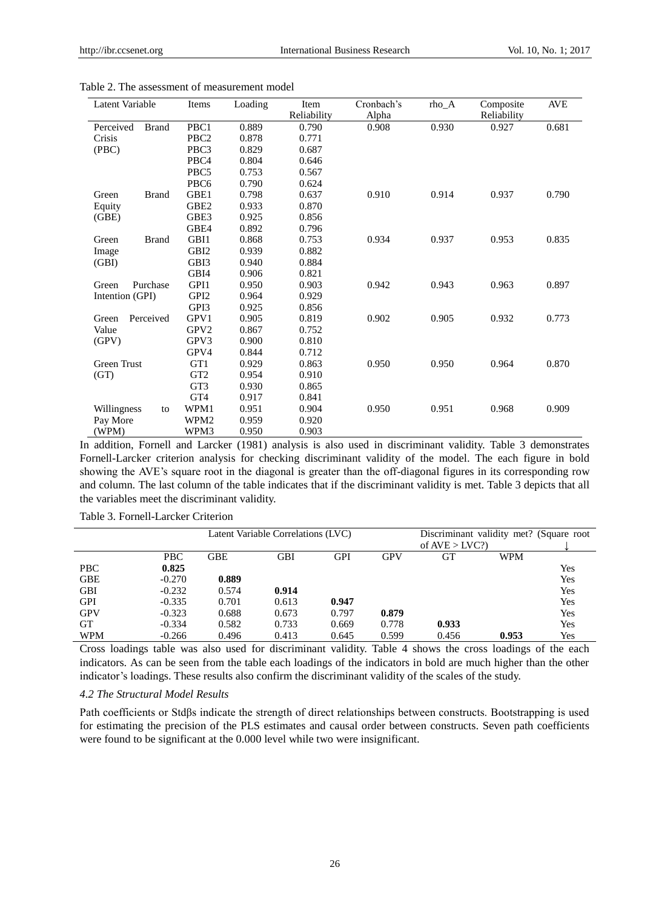Table 2. The assessment of measurement model

| Latent Variable | Items | Loading | Item Reliability | Cronbach's Alpha | rho_A | Composite Reliability | AVE |
|---|---|---|---|---|---|---|---|
| Perceived Brand Crisis (PBC) | PBC1 | 0.889 | 0.790 | 0.908 | 0.930 | 0.927 | 0.681 |
| | PBC2 | 0.878 | 0.771 | | | | |
| | PBC3 | 0.829 | 0.687 | | | | |
| | PBC4 | 0.804 | 0.646 | | | | |
| | PBC5 | 0.753 | 0.567 | | | | |
| | PBC6 | 0.790 | 0.624 | | | | |
| Green Brand Equity (GBE) | GBE1 | 0.798 | 0.637 | 0.910 | 0.914 | 0.937 | 0.790 |
| | GBE2 | 0.933 | 0.870 | | | | |
| | GBE3 | 0.925 | 0.856 | | | | |
| | GBE4 | 0.892 | 0.796 | | | | |
| Green Brand Image (GBI) | GBI1 | 0.868 | 0.753 | 0.934 | 0.937 | 0.953 | 0.835 |
| | GBI2 | 0.939 | 0.882 | | | | |
| | GBI3 | 0.940 | 0.884 | | | | |
| | GBI4 | 0.906 | 0.821 | | | | |
| Green Purchase Intention (GPI) | GPI1 | 0.950 | 0.903 | 0.942 | 0.943 | 0.963 | 0.897 |
| | GPI2 | 0.964 | 0.929 | | | | |
| | GPI3 | 0.925 | 0.856 | | | | |
| Green Perceived Value (GPV) | GPV1 | 0.905 | 0.819 | 0.902 | 0.905 | 0.932 | 0.773 |
| | GPV2 | 0.867 | 0.752 | | | | |
| | GPV3 | 0.900 | 0.810 | | | | |
| | GPV4 | 0.844 | 0.712 | | | | |
| Green Trust (GT) | GT1 | 0.929 | 0.863 | 0.950 | 0.950 | 0.964 | 0.870 |
| | GT2 | 0.954 | 0.910 | | | | |
| | GT3 | 0.930 | 0.865 | | | | |
| | GT4 | 0.917 | 0.841 | | | | |
| Willingness to Pay More (WPM) | WPM1 | 0.951 | 0.904 | 0.950 | 0.951 | 0.968 | 0.909 |
| | WPM2 | 0.959 | 0.920 | | | | |
| | WPM3 | 0.950 | 0.903 | | | | |

In addition, Fornell and Larcker (1981) analysis is also used in discriminant validity. Table 3 demonstrates Fornell-Larcker criterion analysis for checking discriminant validity of the model. The each figure in bold showing the AVE's square root in the diagonal is greater than the off-diagonal figures in its corresponding row and column. The last column of the table indicates that if the discriminant validity is met. Table 3 depicts that all the variables meet the discriminant validity.

Table 3. Fornell-Larcker Criterion

| | Latent Variable Correlations (LVC) | | | | | | | Discriminant validity met? (Square root of AVE > LVC?) ↓ |
|---|---|---|---|---|---|---|---|---|
| | PBC | GBE | GBI | GPI | GPV | GT | WPM | |
| PBC | **0.825** | | | | | | | Yes |
| GBE | -0.270 | **0.889** | | | | | | Yes |
| GBI | -0.232 | 0.574 | **0.914** | | | | | Yes |
| GPI | -0.335 | 0.701 | 0.613 | **0.947** | | | | Yes |
| GPV | -0.323 | 0.688 | 0.673 | 0.797 | **0.879** | | | Yes |
| GT | -0.334 | 0.582 | 0.733 | 0.669 | 0.778 | **0.933** | | Yes |
| WPM | -0.266 | 0.496 | 0.413 | 0.645 | 0.599 | 0.456 | **0.953** | Yes |

Cross loadings table was also used for discriminant validity. Table 4 shows the cross loadings of the each indicators. As can be seen from the table each loadings of the indicators in bold are much higher than the other indicator's loadings. These results also confirm the discriminant validity of the scales of the study.

### *4.2 The Structural Model Results*

Path coefficients or Stdβs indicate the strength of direct relationships between constructs. Bootstrapping is used for estimating the precision of the PLS estimates and causal order between constructs. Seven path coefficients were found to be significant at the 0.000 level while two were insignificant.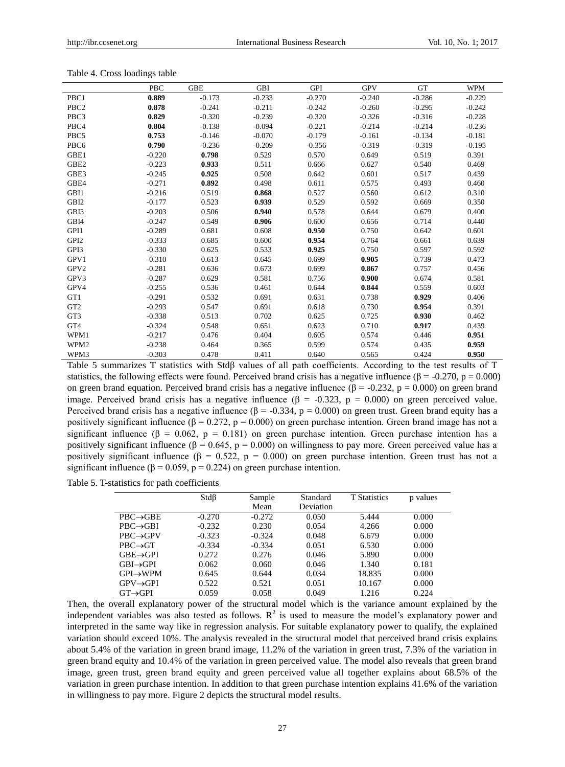Table 4. Cross loadings table

| | PBC | GBE | GBI | GPI | GPV | GT | WPM |
|---|---|---|---|---|---|---|---|
| PBC1 | **0.889** | -0.173 | -0.233 | -0.270 | -0.240 | -0.286 | -0.229 |
| PBC2 | **0.878** | -0.241 | -0.211 | -0.242 | -0.260 | -0.295 | -0.242 |
| PBC3 | **0.829** | -0.320 | -0.239 | -0.320 | -0.326 | -0.316 | -0.228 |
| PBC4 | **0.804** | -0.138 | -0.094 | -0.221 | -0.214 | -0.214 | -0.236 |
| PBC5 | **0.753** | -0.146 | -0.070 | -0.179 | -0.161 | -0.134 | -0.181 |
| PBC6 | **0.790** | -0.236 | -0.209 | -0.356 | -0.319 | -0.319 | -0.195 |
| GBE1 | -0.220 | **0.798** | 0.529 | 0.570 | 0.649 | 0.519 | 0.391 |
| GBE2 | -0.223 | **0.933** | 0.511 | 0.666 | 0.627 | 0.540 | 0.469 |
| GBE3 | -0.245 | **0.925** | 0.508 | 0.642 | 0.601 | 0.517 | 0.439 |
| GBE4 | -0.271 | **0.892** | 0.498 | 0.611 | 0.575 | 0.493 | 0.460 |
| GBI1 | -0.216 | 0.519 | **0.868** | 0.527 | 0.560 | 0.612 | 0.310 |
| GBI2 | -0.177 | 0.523 | **0.939** | 0.529 | 0.592 | 0.669 | 0.350 |
| GBI3 | -0.203 | 0.506 | **0.940** | 0.578 | 0.644 | 0.679 | 0.400 |
| GBI4 | -0.247 | 0.549 | **0.906** | 0.600 | 0.656 | 0.714 | 0.440 |
| GPI1 | -0.289 | 0.681 | 0.608 | **0.950** | 0.750 | 0.642 | 0.601 |
| GPI2 | -0.333 | 0.685 | 0.600 | **0.954** | 0.764 | 0.661 | 0.639 |
| GPI3 | -0.330 | 0.625 | 0.533 | **0.925** | 0.750 | 0.597 | 0.592 |
| GPV1 | -0.310 | 0.613 | 0.645 | 0.699 | **0.905** | 0.739 | 0.473 |
| GPV2 | -0.281 | 0.636 | 0.673 | 0.699 | **0.867** | 0.757 | 0.456 |
| GPV3 | -0.287 | 0.629 | 0.581 | 0.756 | **0.900** | 0.674 | 0.581 |
| GPV4 | -0.255 | 0.536 | 0.461 | 0.644 | **0.844** | 0.559 | 0.603 |
| GT1 | -0.291 | 0.532 | 0.691 | 0.631 | 0.738 | **0.929** | 0.406 |
| GT2 | -0.293 | 0.547 | 0.691 | 0.618 | 0.730 | **0.954** | 0.391 |
| GT3 | -0.338 | 0.513 | 0.702 | 0.625 | 0.725 | **0.930** | 0.462 |
| GT4 | -0.324 | 0.548 | 0.651 | 0.623 | 0.710 | **0.917** | 0.439 |
| WPM1 | -0.217 | 0.476 | 0.404 | 0.605 | 0.574 | 0.446 | **0.951** |
| WPM2 | -0.238 | 0.464 | 0.365 | 0.599 | 0.574 | 0.435 | **0.959** |
| WPM3 | -0.303 | 0.478 | 0.411 | 0.640 | 0.565 | 0.424 | **0.950** |

Table 5 summarizes T statistics with Stdβ values of all path coefficients. According to the test results of T statistics, the following effects were found. Perceived brand crisis has a negative influence (β = -0.270, p = 0.000) on green brand equation. Perceived brand crisis has a negative influence (β = -0.232, p = 0.000) on green brand image. Perceived brand crisis has a negative influence (β = -0.323, p = 0.000) on green perceived value. Perceived brand crisis has a negative influence (β = -0.334, p = 0.000) on green trust. Green brand equity has a positively significant influence (β = 0.272, p = 0.000) on green purchase intention. Green brand image has not a significant influence (β = 0.062, p = 0.181) on green purchase intention. Green purchase intention has a positively significant influence (β = 0.645, p = 0.000) on willingness to pay more. Green perceived value has a positively significant influence (β = 0.522, p = 0.000) on green purchase intention. Green trust has not a significant influence (β = 0.059, p = 0.224) on green purchase intention.

Table 5. T-statistics for path coefficients

| | Stdβ | Sample Mean | Standard Deviation | T Statistics | p values |
|---|---|---|---|---|---|
| PBC→GBE | -0.270 | -0.272 | 0.050 | 5.444 | 0.000 |
| PBC→GBI | -0.232 | 0.230 | 0.054 | 4.266 | 0.000 |
| PBC→GPV | -0.323 | -0.324 | 0.048 | 6.679 | 0.000 |
| PBC→GT | -0.334 | -0.334 | 0.051 | 6.530 | 0.000 |
| GBE→GPI | 0.272 | 0.276 | 0.046 | 5.890 | 0.000 |
| GBI→GPI | 0.062 | 0.060 | 0.046 | 1.340 | 0.181 |
| GPI→WPM | 0.645 | 0.644 | 0.034 | 18.835 | 0.000 |
| GPV→GPI | 0.522 | 0.521 | 0.051 | 10.167 | 0.000 |
| GT→GPI | 0.059 | 0.058 | 0.049 | 1.216 | 0.224 |

Then, the overall explanatory power of the structural model which is the variance amount explained by the independent variables was also tested as follows. $R^2$ is used to measure the model's explanatory power and interpreted in the same way like in regression analysis. For suitable explanatory power to qualify, the explained variation should exceed 10%. The analysis revealed in the structural model that perceived brand crisis explains about 5.4% of the variation in green brand image, 11.2% of the variation in green trust, 7.3% of the variation in green brand equity and 10.4% of the variation in green perceived value. The model also reveals that green brand image, green trust, green brand equity and green perceived value all together explains about 68.5% of the variation in green purchase intention. In addition to that green purchase intention explains 41.6% of the variation in willingness to pay more. Figure 2 depicts the structural model results.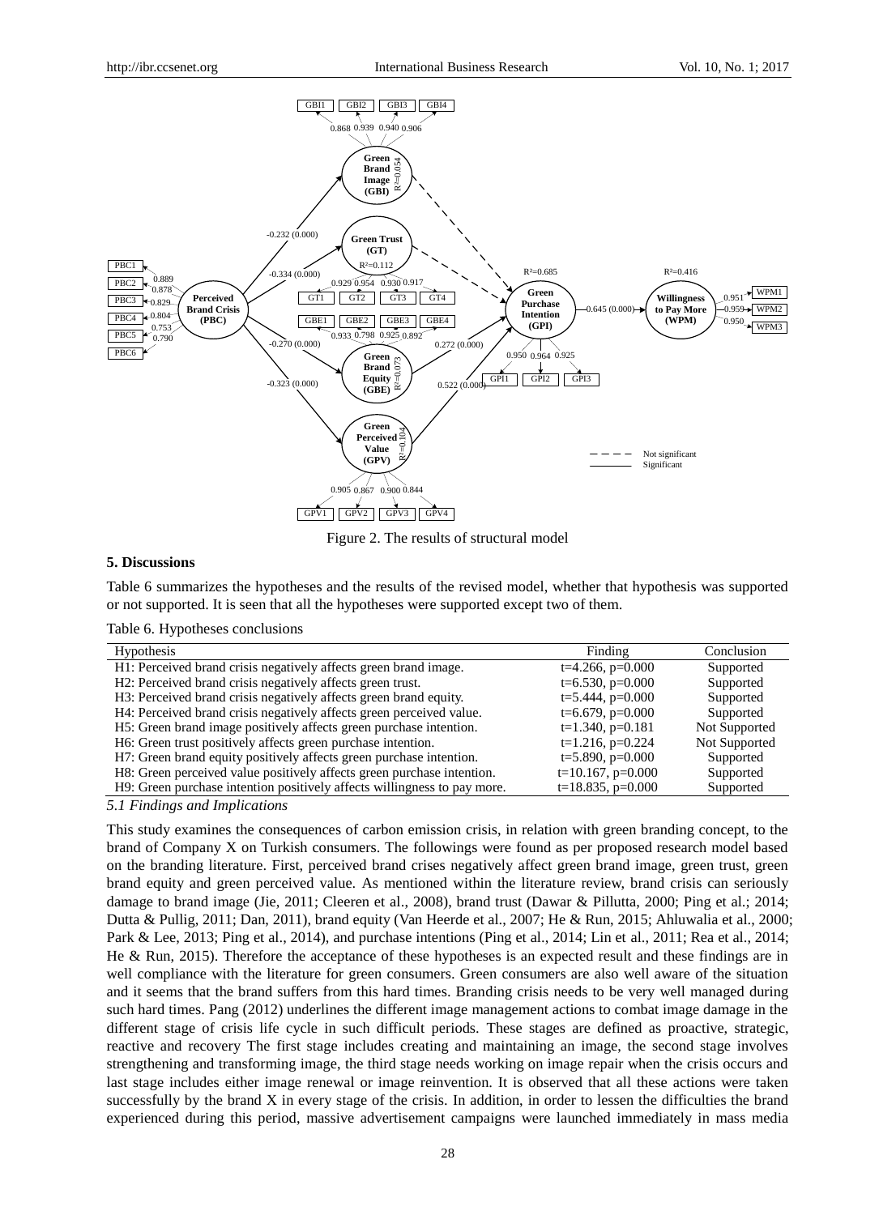Figure 2. The results of structural model

## 5. Discussions

Table 6 summarizes the hypotheses and the results of the revised model, whether that hypothesis was supported or not supported. It is seen that all the hypotheses were supported except two of them.

Table 6. Hypotheses conclusions

| Hypothesis | Finding | Conclusion |
|---|---|---|
| H1: Perceived brand crisis negatively affects green brand image. | t=4.266, p=0.000 | Supported |
| H2: Perceived brand crisis negatively affects green trust. | t=6.530, p=0.000 | Supported |
| H3: Perceived brand crisis negatively affects green brand equity. | t=5.444, p=0.000 | Supported |
| H4: Perceived brand crisis negatively affects green perceived value. | t=6.679, p=0.000 | Supported |
| H5: Green brand image positively affects green purchase intention. | t=1.340, p=0.181 | Not Supported |
| H6: Green trust positively affects green purchase intention. | t=1.216, p=0.224 | Not Supported |
| H7: Green brand equity positively affects green purchase intention. | t=5.890, p=0.000 | Supported |
| H8: Green perceived value positively affects green purchase intention. | t=10.167, p=0.000 | Supported |
| H9: Green purchase intention positively affects willingness to pay more. | t=18.835, p=0.000 | Supported |

### *5.1 Findings and Implications*

This study examines the consequences of carbon emission crisis, in relation with green branding concept, to the brand of Company X on Turkish consumers. The followings were found as per proposed research model based on the branding literature. First, perceived brand crises negatively affect green brand image, green trust, green brand equity and green perceived value. As mentioned within the literature review, brand crisis can seriously damage to brand image (Jie, 2011; Cleeren et al., 2008), brand trust (Dawar & Pillutta, 2000; Ping et al.; 2014; Dutta & Pullig, 2011; Dan, 2011), brand equity (Van Heerde et al., 2007; He & Run, 2015; Ahluwalia et al., 2000; Park & Lee, 2013; Ping et al., 2014), and purchase intentions (Ping et al., 2014; Lin et al., 2011; Rea et al., 2014; He & Run, 2015). Therefore the acceptance of these hypotheses is an expected result and these findings are in well compliance with the literature for green consumers. Green consumers are also well aware of the situation and it seems that the brand suffers from this hard times. Branding crisis needs to be very well managed during such hard times. Pang (2012) underlines the different image management actions to combat image damage in the different stage of crisis life cycle in such difficult periods. These stages are defined as proactive, strategic, reactive and recovery The first stage includes creating and maintaining an image, the second stage involves strengthening and transforming image, the third stage needs working on image repair when the crisis occurs and last stage includes either image renewal or image reinvention. It is observed that all these actions were taken successfully by the brand X in every stage of the crisis. In addition, in order to lessen the difficulties the brand experienced during this period, massive advertisement campaigns were launched immediately in mass media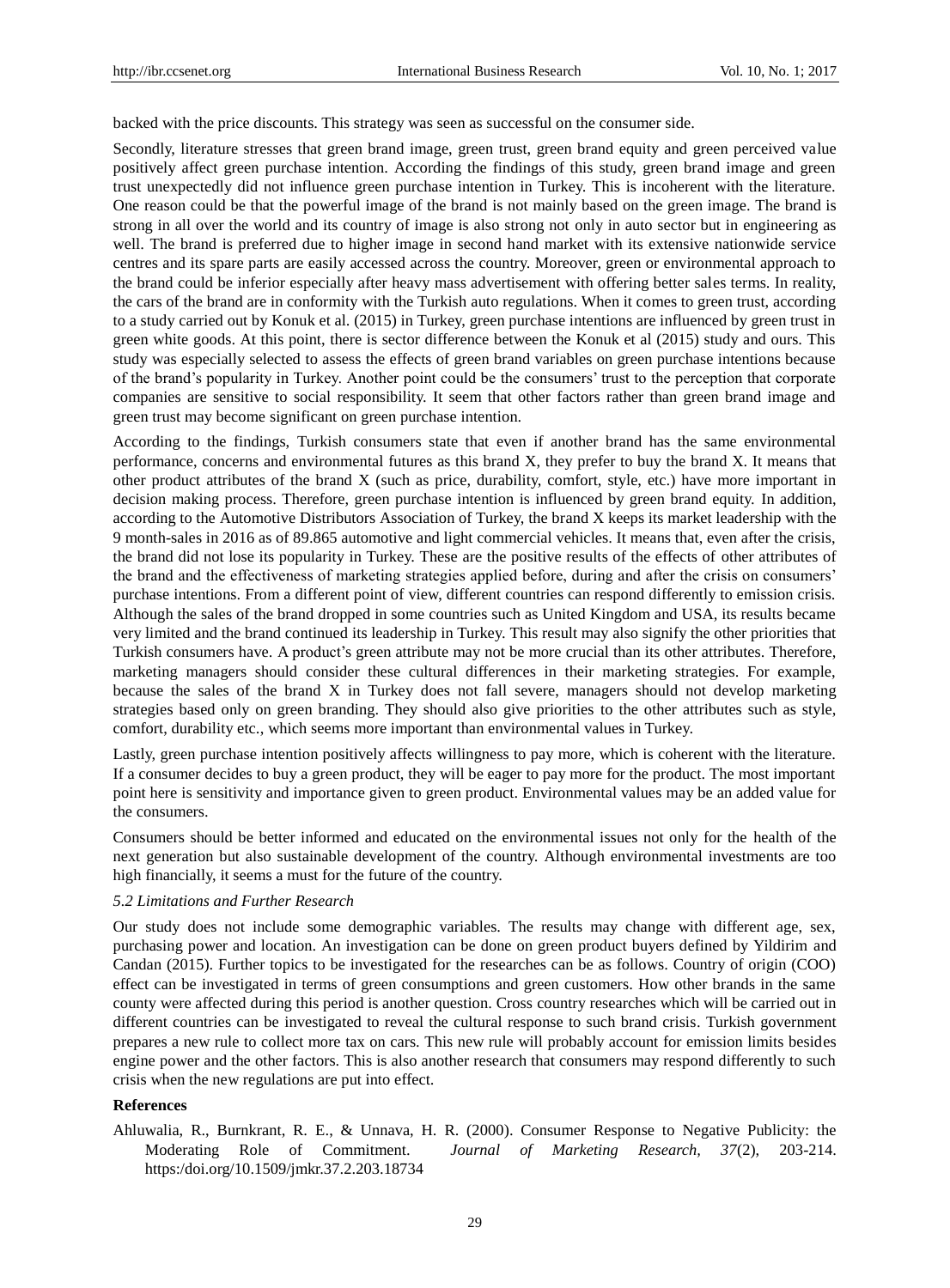backed with the price discounts. This strategy was seen as successful on the consumer side.

Secondly, literature stresses that green brand image, green trust, green brand equity and green perceived value positively affect green purchase intention. According the findings of this study, green brand image and green trust unexpectedly did not influence green purchase intention in Turkey. This is incoherent with the literature. One reason could be that the powerful image of the brand is not mainly based on the green image. The brand is strong in all over the world and its country of image is also strong not only in auto sector but in engineering as well. The brand is preferred due to higher image in second hand market with its extensive nationwide service centres and its spare parts are easily accessed across the country. Moreover, green or environmental approach to the brand could be inferior especially after heavy mass advertisement with offering better sales terms. In reality, the cars of the brand are in conformity with the Turkish auto regulations. When it comes to green trust, according to a study carried out by Konuk et al. (2015) in Turkey, green purchase intentions are influenced by green trust in green white goods. At this point, there is sector difference between the Konuk et al (2015) study and ours. This study was especially selected to assess the effects of green brand variables on green purchase intentions because of the brand's popularity in Turkey. Another point could be the consumers' trust to the perception that corporate companies are sensitive to social responsibility. It seem that other factors rather than green brand image and green trust may become significant on green purchase intention.

According to the findings, Turkish consumers state that even if another brand has the same environmental performance, concerns and environmental futures as this brand X, they prefer to buy the brand X. It means that other product attributes of the brand X (such as price, durability, comfort, style, etc.) have more important in decision making process. Therefore, green purchase intention is influenced by green brand equity. In addition, according to the Automotive Distributors Association of Turkey, the brand X keeps its market leadership with the 9 month-sales in 2016 as of 89.865 automotive and light commercial vehicles. It means that, even after the crisis, the brand did not lose its popularity in Turkey. These are the positive results of the effects of other attributes of the brand and the effectiveness of marketing strategies applied before, during and after the crisis on consumers' purchase intentions. From a different point of view, different countries can respond differently to emission crisis. Although the sales of the brand dropped in some countries such as United Kingdom and USA, its results became very limited and the brand continued its leadership in Turkey. This result may also signify the other priorities that Turkish consumers have. A product's green attribute may not be more crucial than its other attributes. Therefore, marketing managers should consider these cultural differences in their marketing strategies. For example, because the sales of the brand X in Turkey does not fall severe, managers should not develop marketing strategies based only on green branding. They should also give priorities to the other attributes such as style, comfort, durability etc., which seems more important than environmental values in Turkey.

Lastly, green purchase intention positively affects willingness to pay more, which is coherent with the literature. If a consumer decides to buy a green product, they will be eager to pay more for the product. The most important point here is sensitivity and importance given to green product. Environmental values may be an added value for the consumers.

Consumers should be better informed and educated on the environmental issues not only for the health of the next generation but also sustainable development of the country. Although environmental investments are too high financially, it seems a must for the future of the country.

### *5.2 Limitations and Further Research*

Our study does not include some demographic variables. The results may change with different age, sex, purchasing power and location. An investigation can be done on green product buyers defined by Yildirim and Candan (2015). Further topics to be investigated for the researches can be as follows. Country of origin (COO) effect can be investigated in terms of green consumptions and green customers. How other brands in the same county were affected during this period is another question. Cross country researches which will be carried out in different countries can be investigated to reveal the cultural response to such brand crisis. Turkish government prepares a new rule to collect more tax on cars. This new rule will probably account for emission limits besides engine power and the other factors. This is also another research that consumers may respond differently to such crisis when the new regulations are put into effect.

## References

Ahluwalia, R., Burnkrant, R. E., & Unnava, H. R. (2000). Consumer Response to Negative Publicity: the Moderating Role of Commitment. *Journal of Marketing Research, 37*(2), 203-214. https:/doi.org/10.1509/jmkr.37.2.203.18734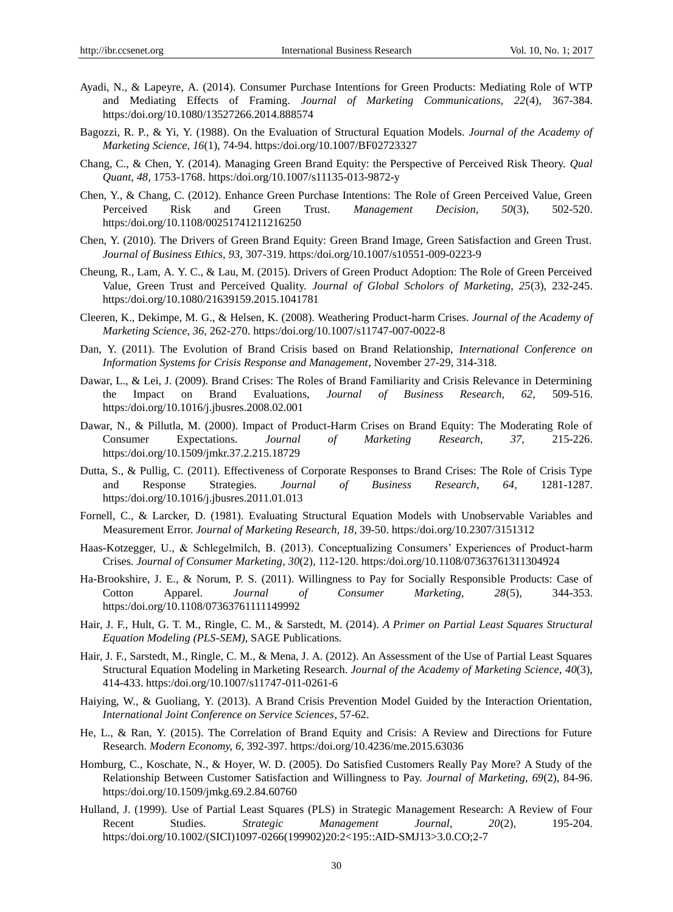Ayadi, N., & Lapeyre, A. (2014). Consumer Purchase Intentions for Green Products: Mediating Role of WTP and Mediating Effects of Framing. *Journal of Marketing Communications, 22*(4), 367-384. https:/doi.org/10.1080/13527266.2014.888574

Bagozzi, R. P., & Yi, Y. (1988). On the Evaluation of Structural Equation Models. *Journal of the Academy of Marketing Science, 16*(1), 74-94. https:/doi.org/10.1007/BF02723327

Chang, C., & Chen, Y. (2014). Managing Green Brand Equity: the Perspective of Perceived Risk Theory. *Qual Quant, 48,* 1753-1768. https:/doi.org/10.1007/s11135-013-9872-y

Chen, Y., & Chang, C. (2012). Enhance Green Purchase Intentions: The Role of Green Perceived Value, Green Perceived Risk and Green Trust. *Management Decision, 50*(3), 502-520. https:/doi.org/10.1108/00251741211216250

Chen, Y. (2010). The Drivers of Green Brand Equity: Green Brand Image, Green Satisfaction and Green Trust. *Journal of Business Ethics, 93,* 307-319. https:/doi.org/10.1007/s10551-009-0223-9

Cheung, R., Lam, A. Y. C., & Lau, M. (2015). Drivers of Green Product Adoption: The Role of Green Perceived Value, Green Trust and Perceived Quality. *Journal of Global Scholors of Marketing, 25*(3), 232-245. https:/doi.org/10.1080/21639159.2015.1041781

Cleeren, K., Dekimpe, M. G., & Helsen, K. (2008). Weathering Product-harm Crises. *Journal of the Academy of Marketing Science, 36,* 262-270. https:/doi.org/10.1007/s11747-007-0022-8

Dan, Y. (2011). The Evolution of Brand Crisis based on Brand Relationship, *International Conference on Information Systems for Crisis Response and Management*, November 27-29, 314-318.

Dawar, L., & Lei, J. (2009). Brand Crises: The Roles of Brand Familiarity and Crisis Relevance in Determining the Impact on Brand Evaluations, *Journal of Business Research, 62,* 509-516. https:/doi.org/10.1016/j.jbusres.2008.02.001

Dawar, N., & Pillutla, M. (2000). Impact of Product-Harm Crises on Brand Equity: The Moderating Role of Consumer Expectations. *Journal of Marketing Research, 37,* 215-226. https:/doi.org/10.1509/jmkr.37.2.215.18729

Dutta, S., & Pullig, C. (2011). Effectiveness of Corporate Responses to Brand Crises: The Role of Crisis Type and Response Strategies. *Journal of Business Research, 64,* 1281-1287. https:/doi.org/10.1016/j.jbusres.2011.01.013

Fornell, C., & Larcker, D. (1981). Evaluating Structural Equation Models with Unobservable Variables and Measurement Error. *Journal of Marketing Research, 18,* 39-50. https:/doi.org/10.2307/3151312

Haas-Kotzegger, U., & Schlegelmilch, B. (2013). Conceptualizing Consumers' Experiences of Product-harm Crises. *Journal of Consumer Marketing, 30*(2), 112-120. https:/doi.org/10.1108/07363761311304924

Ha-Brookshire, J. E., & Norum, P. S. (2011). Willingness to Pay for Socially Responsible Products: Case of Cotton Apparel. *Journal of Consumer Marketing, 28*(5), 344-353. https:/doi.org/10.1108/07363761111149992

Hair, J. F., Hult, G. T. M., Ringle, C. M., & Sarstedt, M. (2014). *A Primer on Partial Least Squares Structural Equation Modeling (PLS-SEM)*, SAGE Publications.

Hair, J. F., Sarstedt, M., Ringle, C. M., & Mena, J. A. (2012). An Assessment of the Use of Partial Least Squares Structural Equation Modeling in Marketing Research. *Journal of the Academy of Marketing Science, 40*(3), 414-433. https:/doi.org/10.1007/s11747-011-0261-6

Haiying, W., & Guoliang, Y. (2013). A Brand Crisis Prevention Model Guided by the Interaction Orientation, *International Joint Conference on Service Sciences*, 57-62.

He, L., & Ran, Y. (2015). The Correlation of Brand Equity and Crisis: A Review and Directions for Future Research. *Modern Economy, 6,* 392-397. https:/doi.org/10.4236/me.2015.63036

Homburg, C., Koschate, N., & Hoyer, W. D. (2005). Do Satisfied Customers Really Pay More? A Study of the Relationship Between Customer Satisfaction and Willingness to Pay. *Journal of Marketing, 69*(2), 84-96. https:/doi.org/10.1509/jmkg.69.2.84.60760

Hulland, J. (1999). Use of Partial Least Squares (PLS) in Strategic Management Research: A Review of Four Recent Studies. *Strategic Management Journal, 20*(2), 195-204. https:/doi.org/10.1002/(SICI)1097-0266(199902)20:2<195::AID-SMJ13>3.0.CO;2-7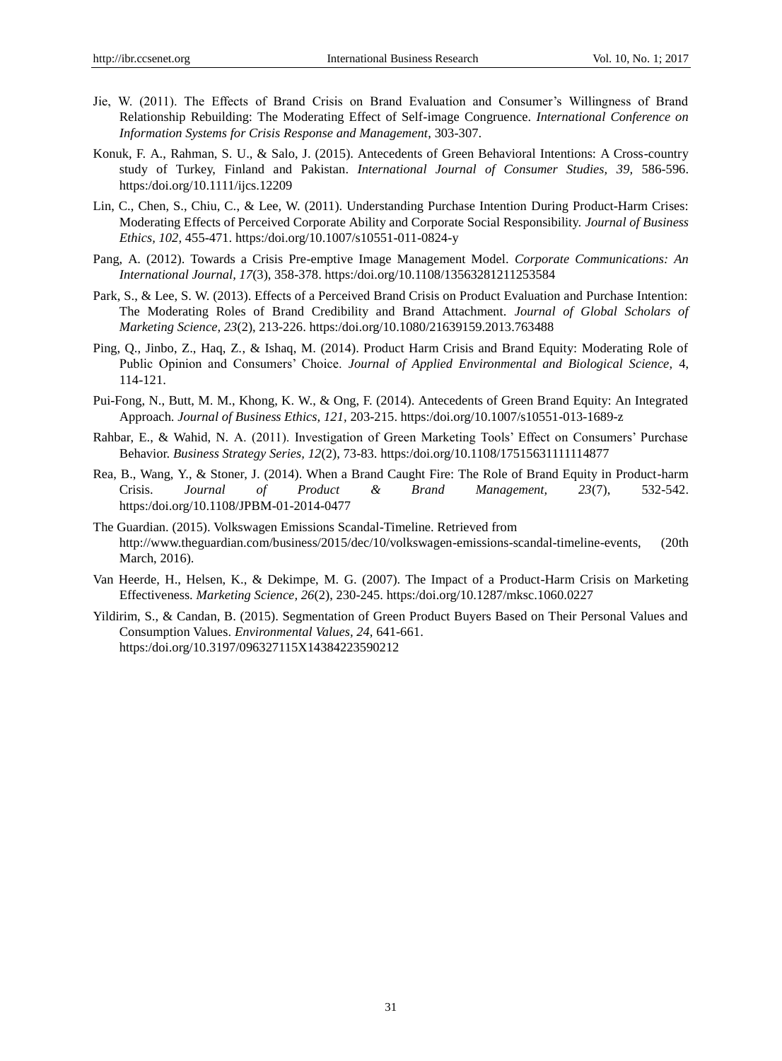Jie, W. (2011). The Effects of Brand Crisis on Brand Evaluation and Consumer's Willingness of Brand Relationship Rebuilding: The Moderating Effect of Self-image Congruence. *International Conference on Information Systems for Crisis Response and Management*, 303-307.

Konuk, F. A., Rahman, S. U., & Salo, J. (2015). Antecedents of Green Behavioral Intentions: A Cross-country study of Turkey, Finland and Pakistan. *International Journal of Consumer Studies, 39,* 586-596. https:/doi.org/10.1111/ijcs.12209

Lin, C., Chen, S., Chiu, C., & Lee, W. (2011). Understanding Purchase Intention During Product-Harm Crises: Moderating Effects of Perceived Corporate Ability and Corporate Social Responsibility. *Journal of Business Ethics, 102,* 455-471. https:/doi.org/10.1007/s10551-011-0824-y

Pang, A. (2012). Towards a Crisis Pre-emptive Image Management Model. *Corporate Communications: An International Journal, 17*(3), 358-378. https:/doi.org/10.1108/13563281211253584

Park, S., & Lee, S. W. (2013). Effects of a Perceived Brand Crisis on Product Evaluation and Purchase Intention: The Moderating Roles of Brand Credibility and Brand Attachment. *Journal of Global Scholars of Marketing Science, 23*(2), 213-226. https:/doi.org/10.1080/21639159.2013.763488

Ping, Q., Jinbo, Z., Haq, Z., & Ishaq, M. (2014). Product Harm Crisis and Brand Equity: Moderating Role of Public Opinion and Consumers' Choice. *Journal of Applied Environmental and Biological Science,* 4, 114-121.

Pui-Fong, N., Butt, M. M., Khong, K. W., & Ong, F. (2014). Antecedents of Green Brand Equity: An Integrated Approach. *Journal of Business Ethics, 121,* 203-215. https:/doi.org/10.1007/s10551-013-1689-z

Rahbar, E., & Wahid, N. A. (2011). Investigation of Green Marketing Tools' Effect on Consumers' Purchase Behavior. *Business Strategy Series, 12*(2), 73-83. https:/doi.org/10.1108/17515631111114877

Rea, B., Wang, Y., & Stoner, J. (2014). When a Brand Caught Fire: The Role of Brand Equity in Product-harm Crisis. *Journal of Product & Brand Management, 23*(7), 532-542. https:/doi.org/10.1108/JPBM-01-2014-0477

The Guardian. (2015). Volkswagen Emissions Scandal-Timeline. Retrieved from http://www.theguardian.com/business/2015/dec/10/volkswagen-emissions-scandal-timeline-events, (20th March, 2016).

Van Heerde, H., Helsen, K., & Dekimpe, M. G. (2007). The Impact of a Product-Harm Crisis on Marketing Effectiveness. *Marketing Science, 26*(2), 230-245. https:/doi.org/10.1287/mksc.1060.0227

Yildirim, S., & Candan, B. (2015). Segmentation of Green Product Buyers Based on Their Personal Values and Consumption Values. *Environmental Values, 24,* 641-661. https:/doi.org/10.3197/096327115X14384223590212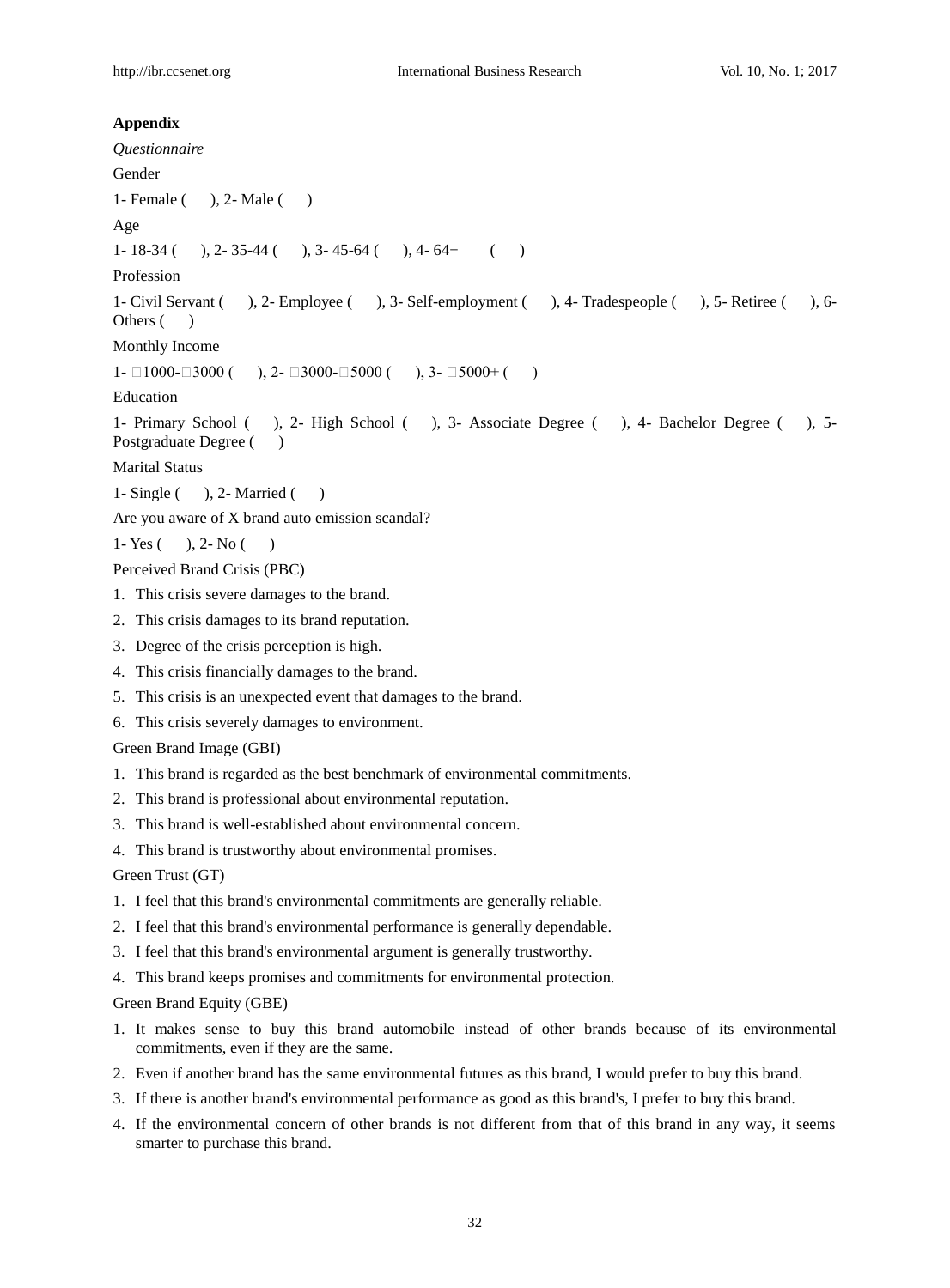## Appendix

*Questionnaire*

Gender

1- Female ( ), 2- Male ( )

Age

1- 18-34 ( ), 2- 35-44 ( ), 3- 45-64 ( ), 4- 64+ ( )

Profession

1- Civil Servant ( ), 2- Employee ( ), 3- Self-employment ( ), 4- Tradespeople ( ), 5- Retiree ( ), 6- Others ( )

Monthly Income

1- □1000-□3000 ( ), 2- □3000-□5000 ( ), 3- □5000+ ( )

Education

1- Primary School ( ), 2- High School ( ), 3- Associate Degree ( ), 4- Bachelor Degree ( ), 5- Postgraduate Degree ( )

Marital Status

1- Single ( ), 2- Married ( )

Are you aware of X brand auto emission scandal?

1- Yes ( ), 2- No ( )

Perceived Brand Crisis (PBC)

1. This crisis severe damages to the brand.
2. This crisis damages to its brand reputation.
3. Degree of the crisis perception is high.
4. This crisis financially damages to the brand.
5. This crisis is an unexpected event that damages to the brand.
6. This crisis severely damages to environment.

Green Brand Image (GBI)

1. This brand is regarded as the best benchmark of environmental commitments.
2. This brand is professional about environmental reputation.
3. This brand is well-established about environmental concern.
4. This brand is trustworthy about environmental promises.

Green Trust (GT)

1. I feel that this brand's environmental commitments are generally reliable.
2. I feel that this brand's environmental performance is generally dependable.
3. I feel that this brand's environmental argument is generally trustworthy.
4. This brand keeps promises and commitments for environmental protection.

Green Brand Equity (GBE)

1. It makes sense to buy this brand automobile instead of other brands because of its environmental commitments, even if they are the same.
2. Even if another brand has the same environmental futures as this brand, I would prefer to buy this brand.
3. If there is another brand's environmental performance as good as this brand's, I prefer to buy this brand.
4. If the environmental concern of other brands is not different from that of this brand in any way, it seems smarter to purchase this brand.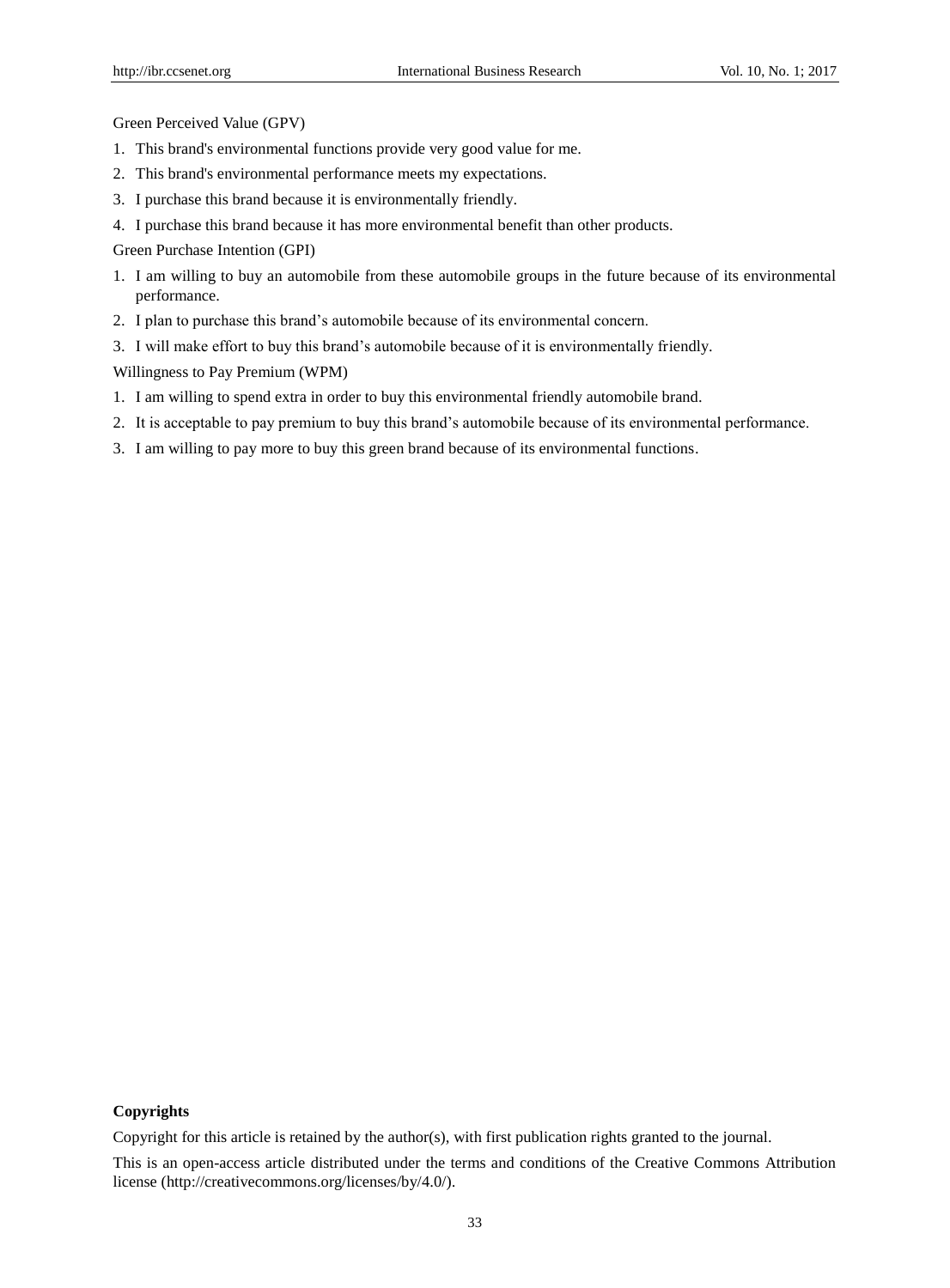Green Perceived Value (GPV)

1. This brand's environmental functions provide very good value for me.
2. This brand's environmental performance meets my expectations.
3. I purchase this brand because it is environmentally friendly.
4. I purchase this brand because it has more environmental benefit than other products.

Green Purchase Intention (GPI)

1. I am willing to buy an automobile from these automobile groups in the future because of its environmental performance.
2. I plan to purchase this brand's automobile because of its environmental concern.
3. I will make effort to buy this brand's automobile because of it is environmentally friendly.

Willingness to Pay Premium (WPM)

1. I am willing to spend extra in order to buy this environmental friendly automobile brand.
2. It is acceptable to pay premium to buy this brand's automobile because of its environmental performance.
3. I am willing to pay more to buy this green brand because of its environmental functions.

**Copyrights**

Copyright for this article is retained by the author(s), with first publication rights granted to the journal.

This is an open-access article distributed under the terms and conditions of the Creative Commons Attribution license (http://creativecommons.org/licenses/by/4.0/).